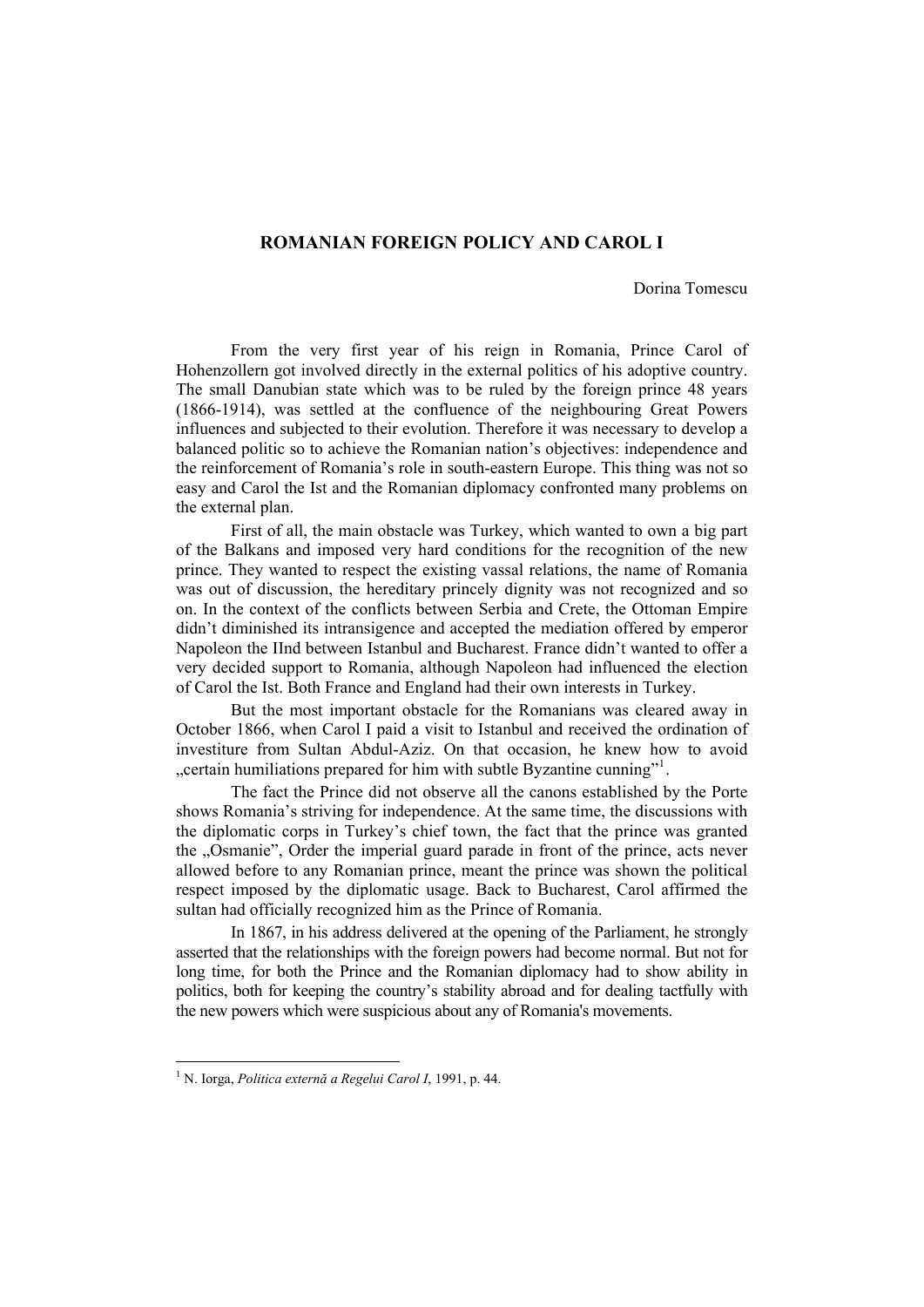# ROMANIAN FOREIGN POLICY AND CAROL I

Dorina Tomescu

From the very first year of his reign in Romania, Prince Carol of Hohenzollern got involved directly in the external politics of his adoptive country. The small Danubian state which was to be ruled by the foreign prince 48 years (1866-1914), was settled at the confluence of the neighbouring Great Powers influences and subjected to their evolution. Therefore it was necessary to develop a balanced politic so to achieve the Romanian nation's objectives: independence and the reinforcement of Romania's role in south-eastern Europe. This thing was not so easy and Carol the Ist and the Romanian diplomacy confronted many problems on the external plan.

First of all, the main obstacle was Turkey, which wanted to own a big part of the Balkans and imposed very hard conditions for the recognition of the new prince. They wanted to respect the existing vassal relations, the name of Romania was out of discussion, the hereditary princely dignity was not recognized and so on. In the context of the conflicts between Serbia and Crete, the Ottoman Empire didn't diminished its intransigence and accepted the mediation offered by emperor Napoleon the IInd between Istanbul and Bucharest. France didn't wanted to offer a very decided support to Romania, although Napoleon had influenced the election of Carol the Ist. Both France and England had their own interests in Turkey.

But the most important obstacle for the Romanians was cleared away in October 1866, when Carol I paid a visit to Istanbul and received the ordination of investiture from Sultan Abdul-Aziz. On that occasion, he knew how to avoid „certain humiliations prepared for him with subtle Byzantine cunning”[1].

The fact the Prince did not observe all the canons established by the Porte shows Romania's striving for independence. At the same time, the discussions with the diplomatic corps in Turkey's chief town, the fact that the prince was granted the „Osmanie”, Order the imperial guard parade in front of the prince, acts never allowed before to any Romanian prince, meant the prince was shown the political respect imposed by the diplomatic usage. Back to Bucharest, Carol affirmed the sultan had officially recognized him as the Prince of Romania.

In 1867, in his address delivered at the opening of the Parliament, he strongly asserted that the relationships with the foreign powers had become normal. But not for long time, for both the Prince and the Romanian diplomacy had to show ability in politics, both for keeping the country's stability abroad and for dealing tactfully with the new powers which were suspicious about any of Romania's movements.

---

[1] N. Iorga, *Politica externă a Regelui Carol I*, 1991, p. 44.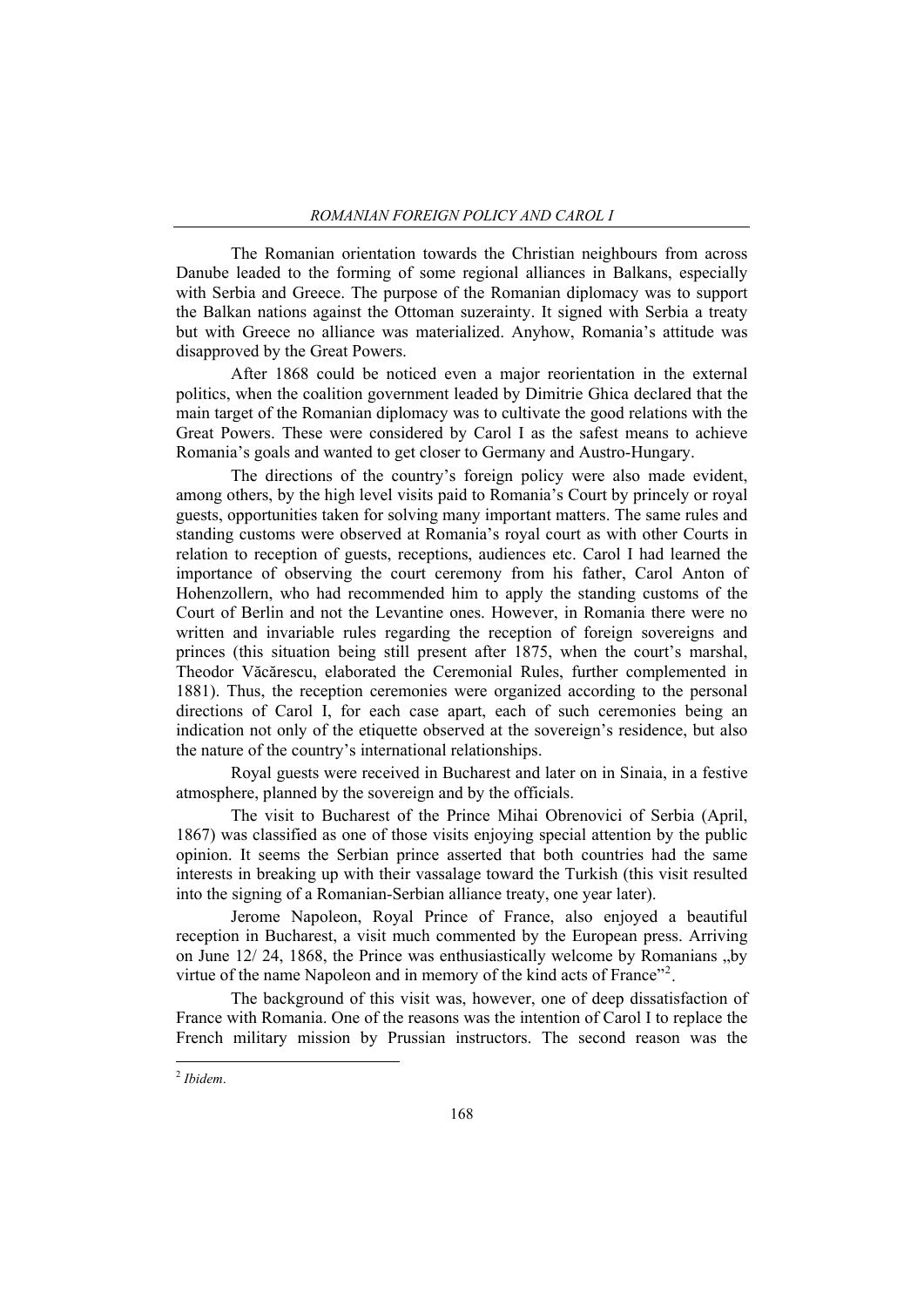The Romanian orientation towards the Christian neighbours from across Danube leaded to the forming of some regional alliances in Balkans, especially with Serbia and Greece. The purpose of the Romanian diplomacy was to support the Balkan nations against the Ottoman suzerainty. It signed with Serbia a treaty but with Greece no alliance was materialized. Anyhow, Romania's attitude was disapproved by the Great Powers.

After 1868 could be noticed even a major reorientation in the external politics, when the coalition government leaded by Dimitrie Ghica declared that the main target of the Romanian diplomacy was to cultivate the good relations with the Great Powers. These were considered by Carol I as the safest means to achieve Romania's goals and wanted to get closer to Germany and Austro-Hungary.

The directions of the country's foreign policy were also made evident, among others, by the high level visits paid to Romania's Court by princely or royal guests, opportunities taken for solving many important matters. The same rules and standing customs were observed at Romania's royal court as with other Courts in relation to reception of guests, receptions, audiences etc. Carol I had learned the importance of observing the court ceremony from his father, Carol Anton of Hohenzollern, who had recommended him to apply the standing customs of the Court of Berlin and not the Levantine ones. However, in Romania there were no written and invariable rules regarding the reception of foreign sovereigns and princes (this situation being still present after 1875, when the court's marshal, Theodor Văcărescu, elaborated the Ceremonial Rules, further complemented in 1881). Thus, the reception ceremonies were organized according to the personal directions of Carol I, for each case apart, each of such ceremonies being an indication not only of the etiquette observed at the sovereign's residence, but also the nature of the country's international relationships.

Royal guests were received in Bucharest and later on in Sinaia, in a festive atmosphere, planned by the sovereign and by the officials.

The visit to Bucharest of the Prince Mihai Obrenovici of Serbia (April, 1867) was classified as one of those visits enjoying special attention by the public opinion. It seems the Serbian prince asserted that both countries had the same interests in breaking up with their vassalage toward the Turkish (this visit resulted into the signing of a Romanian-Serbian alliance treaty, one year later).

Jerome Napoleon, Royal Prince of France, also enjoyed a beautiful reception in Bucharest, a visit much commented by the European press. Arriving on June 12/ 24, 1868, the Prince was enthusiastically welcome by Romanians „by virtue of the name Napoleon and in memory of the kind acts of France"[2].

The background of this visit was, however, one of deep dissatisfaction of France with Romania. One of the reasons was the intention of Carol I to replace the French military mission by Prussian instructors. The second reason was the

---

[2] *Ibidem*.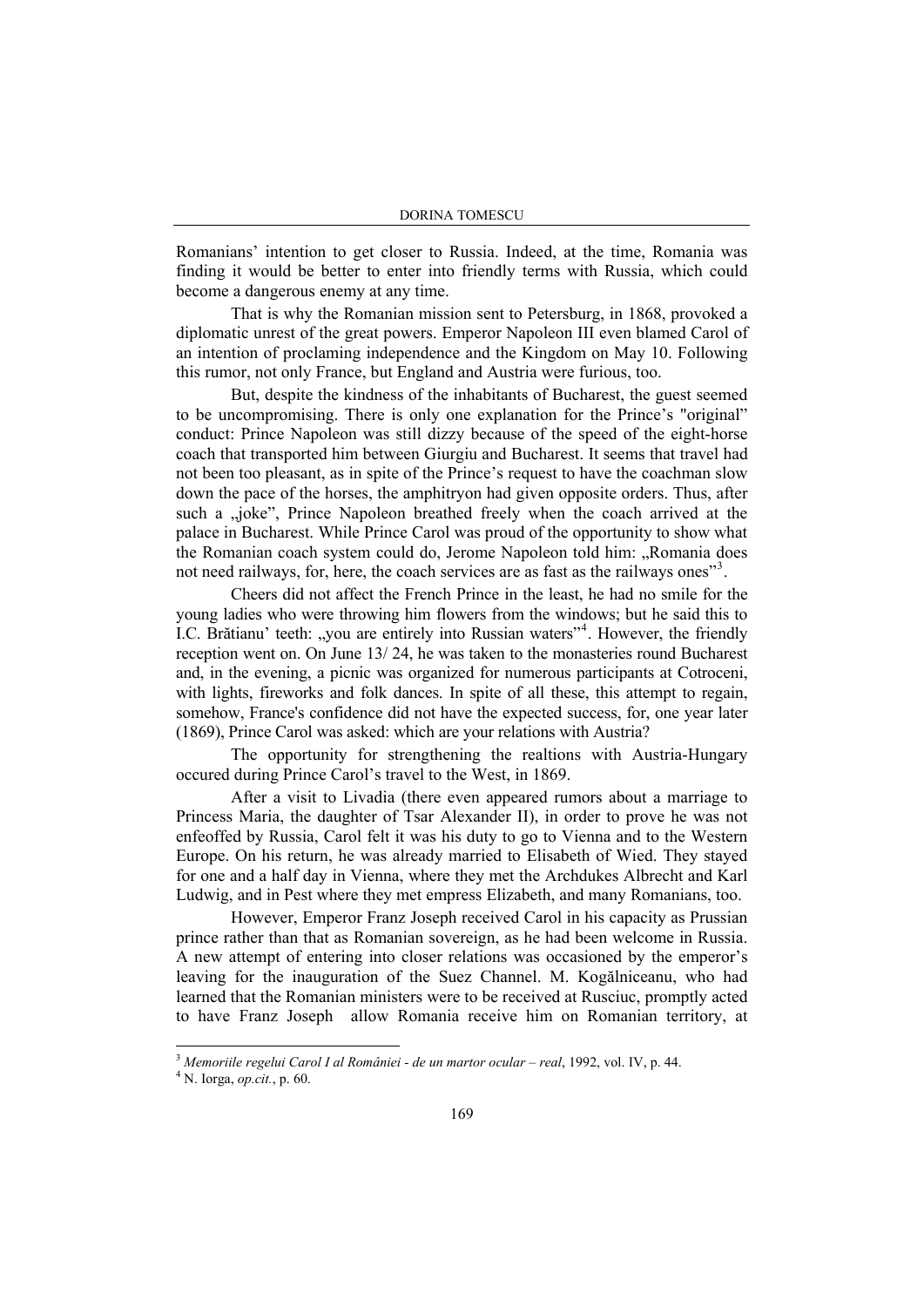Romanians' intention to get closer to Russia. Indeed, at the time, Romania was finding it would be better to enter into friendly terms with Russia, which could become a dangerous enemy at any time.

That is why the Romanian mission sent to Petersburg, in 1868, provoked a diplomatic unrest of the great powers. Emperor Napoleon III even blamed Carol of an intention of proclaming independence and the Kingdom on May 10. Following this rumor, not only France, but England and Austria were furious, too.

But, despite the kindness of the inhabitants of Bucharest, the guest seemed to be uncompromising. There is only one explanation for the Prince's "original" conduct: Prince Napoleon was still dizzy because of the speed of the eight-horse coach that transported him between Giurgiu and Bucharest. It seems that travel had not been too pleasant, as in spite of the Prince's request to have the coachman slow down the pace of the horses, the amphitryon had given opposite orders. Thus, after such a „joke", Prince Napoleon breathed freely when the coach arrived at the palace in Bucharest. While Prince Carol was proud of the opportunity to show what the Romanian coach system could do, Jerome Napoleon told him: „Romania does not need railways, for, here, the coach services are as fast as the railways ones"[3].

Cheers did not affect the French Prince in the least, he had no smile for the young ladies who were throwing him flowers from the windows; but he said this to I.C. Brătianu' teeth: „you are entirely into Russian waters"[4]. However, the friendly reception went on. On June 13/ 24, he was taken to the monasteries round Bucharest and, in the evening, a picnic was organized for numerous participants at Cotroceni, with lights, fireworks and folk dances. In spite of all these, this attempt to regain, somehow, France's confidence did not have the expected success, for, one year later (1869), Prince Carol was asked: which are your relations with Austria?

The opportunity for strengthening the realtions with Austria-Hungary occured during Prince Carol's travel to the West, in 1869.

After a visit to Livadia (there even appeared rumors about a marriage to Princess Maria, the daughter of Tsar Alexander II), in order to prove he was not enfeoffed by Russia, Carol felt it was his duty to go to Vienna and to the Western Europe. On his return, he was already married to Elisabeth of Wied. They stayed for one and a half day in Vienna, where they met the Archdukes Albrecht and Karl Ludwig, and in Pest where they met empress Elizabeth, and many Romanians, too.

However, Emperor Franz Joseph received Carol in his capacity as Prussian prince rather than that as Romanian sovereign, as he had been welcome in Russia. A new attempt of entering into closer relations was occasioned by the emperor's leaving for the inauguration of the Suez Channel. M. Kogălniceanu, who had learned that the Romanian ministers were to be received at Rusciuc, promptly acted to have Franz Joseph allow Romania receive him on Romanian territory, at

---

[3] *Memoriile regelui Carol I al României - de un martor ocular – real*, 1992, vol. IV, p. 44.

[4] N. Iorga, *op.cit.*, p. 60.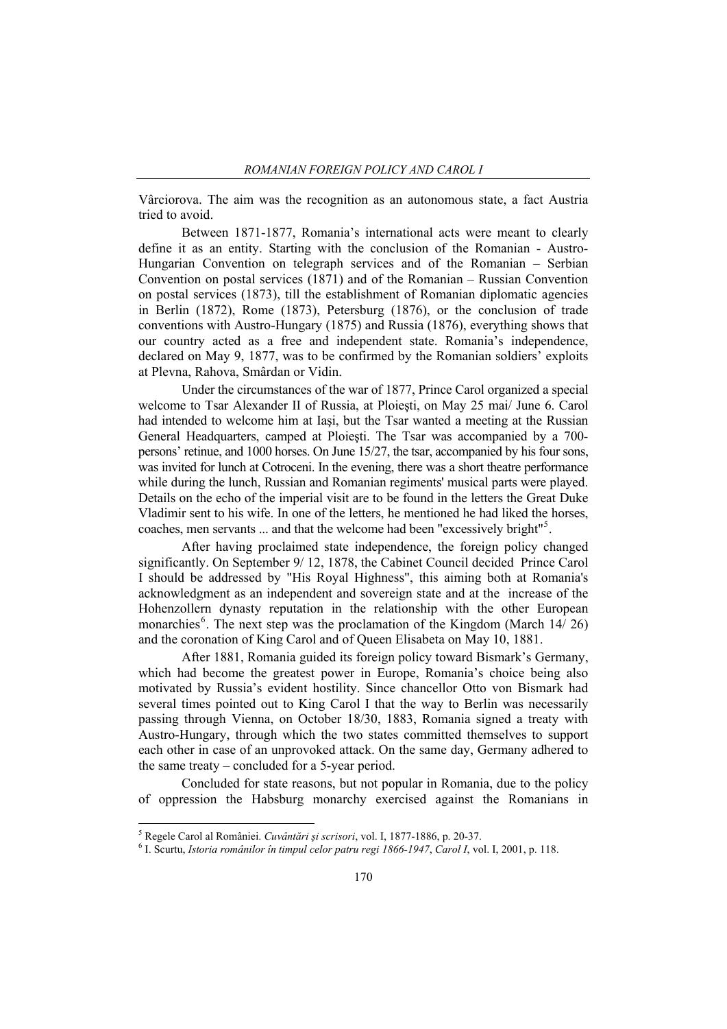Vârciorova. The aim was the recognition as an autonomous state, a fact Austria tried to avoid.

Between 1871-1877, Romania's international acts were meant to clearly define it as an entity. Starting with the conclusion of the Romanian - Austro-Hungarian Convention on telegraph services and of the Romanian – Serbian Convention on postal services (1871) and of the Romanian – Russian Convention on postal services (1873), till the establishment of Romanian diplomatic agencies in Berlin (1872), Rome (1873), Petersburg (1876), or the conclusion of trade conventions with Austro-Hungary (1875) and Russia (1876), everything shows that our country acted as a free and independent state. Romania's independence, declared on May 9, 1877, was to be confirmed by the Romanian soldiers' exploits at Plevna, Rahova, Smârdan or Vidin.

Under the circumstances of the war of 1877, Prince Carol organized a special welcome to Tsar Alexander II of Russia, at Ploieşti, on May 25 mai/ June 6. Carol had intended to welcome him at Iaşi, but the Tsar wanted a meeting at the Russian General Headquarters, camped at Ploieşti. The Tsar was accompanied by a 700-persons' retinue, and 1000 horses. On June 15/27, the tsar, accompanied by his four sons, was invited for lunch at Cotroceni. In the evening, there was a short theatre performance while during the lunch, Russian and Romanian regiments' musical parts were played. Details on the echo of the imperial visit are to be found in the letters the Great Duke Vladimir sent to his wife. In one of the letters, he mentioned he had liked the horses, coaches, men servants ... and that the welcome had been "excessively bright"[5].

After having proclaimed state independence, the foreign policy changed significantly. On September 9/ 12, 1878, the Cabinet Council decided Prince Carol I should be addressed by "His Royal Highness", this aiming both at Romania's acknowledgment as an independent and sovereign state and at the increase of the Hohenzollern dynasty reputation in the relationship with the other European monarchies[6]. The next step was the proclamation of the Kingdom (March 14/ 26) and the coronation of King Carol and of Queen Elisabeta on May 10, 1881.

After 1881, Romania guided its foreign policy toward Bismark's Germany, which had become the greatest power in Europe, Romania's choice being also motivated by Russia's evident hostility. Since chancellor Otto von Bismark had several times pointed out to King Carol I that the way to Berlin was necessarily passing through Vienna, on October 18/30, 1883, Romania signed a treaty with Austro-Hungary, through which the two states committed themselves to support each other in case of an unprovoked attack. On the same day, Germany adhered to the same treaty – concluded for a 5-year period.

Concluded for state reasons, but not popular in Romania, due to the policy of oppression the Habsburg monarchy exercised against the Romanians in

---

[5] Regele Carol al României. *Cuvântări şi scrisori*, vol. I, 1877-1886, p. 20-37.

[6] I. Scurtu, *Istoria românilor în timpul celor patru regi 1866-1947*, *Carol I*, vol. I, 2001, p. 118.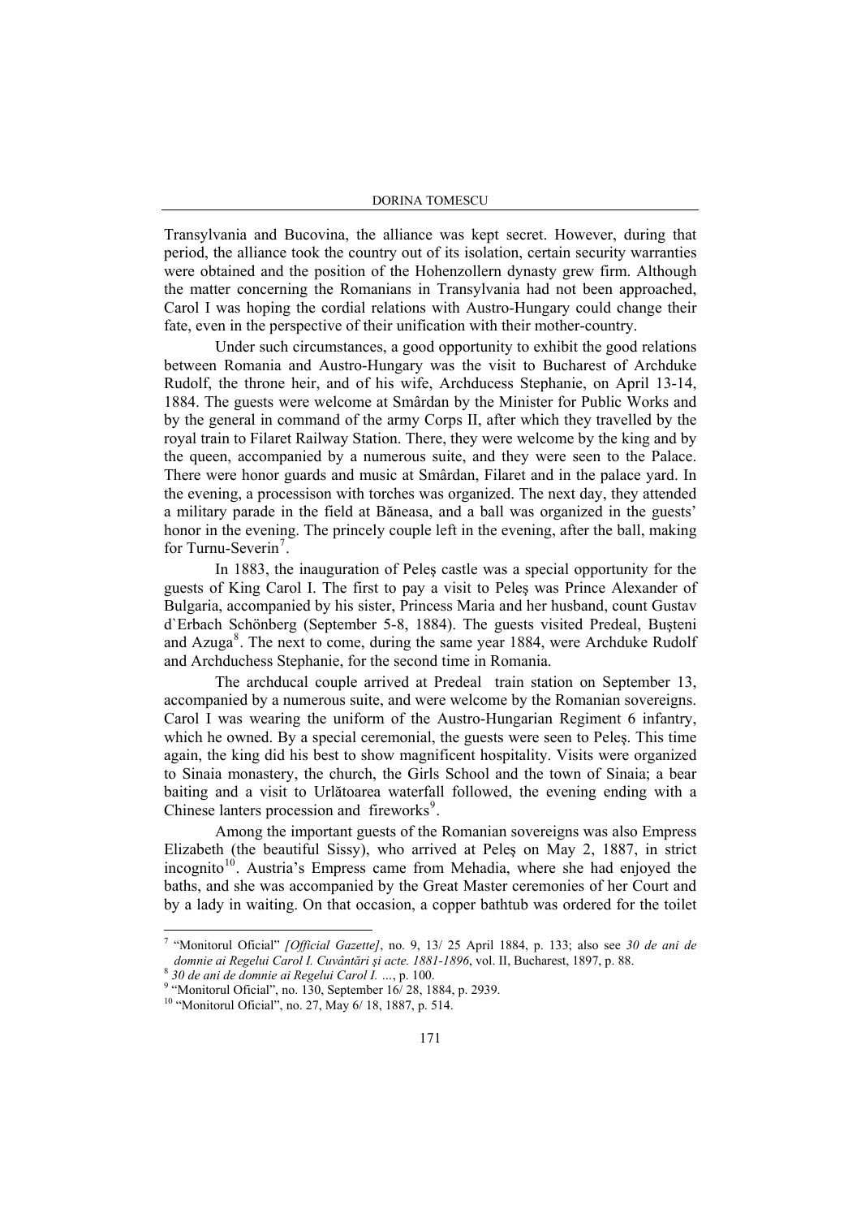Transylvania and Bucovina, the alliance was kept secret. However, during that period, the alliance took the country out of its isolation, certain security warranties were obtained and the position of the Hohenzollern dynasty grew firm. Although the matter concerning the Romanians in Transylvania had not been approached, Carol I was hoping the cordial relations with Austro-Hungary could change their fate, even in the perspective of their unification with their mother-country.

Under such circumstances, a good opportunity to exhibit the good relations between Romania and Austro-Hungary was the visit to Bucharest of Archduke Rudolf, the throne heir, and of his wife, Archducess Stephanie, on April 13-14, 1884. The guests were welcome at Smârdan by the Minister for Public Works and by the general in command of the army Corps II, after which they travelled by the royal train to Filaret Railway Station. There, they were welcome by the king and by the queen, accompanied by a numerous suite, and they were seen to the Palace. There were honor guards and music at Smârdan, Filaret and in the palace yard. In the evening, a processison with torches was organized. The next day, they attended a military parade in the field at Băneasa, and a ball was organized in the guests' honor in the evening. The princely couple left in the evening, after the ball, making for Turnu-Severin[7].

In 1883, the inauguration of Peleş castle was a special opportunity for the guests of King Carol I. The first to pay a visit to Peleş was Prince Alexander of Bulgaria, accompanied by his sister, Princess Maria and her husband, count Gustav d`Erbach Schönberg (September 5-8, 1884). The guests visited Predeal, Buşteni and Azuga[8]. The next to come, during the same year 1884, were Archduke Rudolf and Archduchess Stephanie, for the second time in Romania.

The archducal couple arrived at Predeal train station on September 13, accompanied by a numerous suite, and were welcome by the Romanian sovereigns. Carol I was wearing the uniform of the Austro-Hungarian Regiment 6 infantry, which he owned. By a special ceremonial, the guests were seen to Peleş. This time again, the king did his best to show magnificent hospitality. Visits were organized to Sinaia monastery, the church, the Girls School and the town of Sinaia; a bear baiting and a visit to Urlătoarea waterfall followed, the evening ending with a Chinese lanters procession and fireworks[9].

Among the important guests of the Romanian sovereigns was also Empress Elizabeth (the beautiful Sissy), who arrived at Peleş on May 2, 1887, in strict incognito[10]. Austria's Empress came from Mehadia, where she had enjoyed the baths, and she was accompanied by the Great Master ceremonies of her Court and by a lady in waiting. On that occasion, a copper bathtub was ordered for the toilet

---

[7] "Monitorul Oficial" *[Official Gazette]*, no. 9, 13/ 25 April 1884, p. 133; also see *30 de ani de domnie ai Regelui Carol I. Cuvântări şi acte. 1881-1896*, vol. II, Bucharest, 1897, p. 88.

[8] *30 de ani de domnie ai Regelui Carol I. …*, p. 100.

[9] "Monitorul Oficial", no. 130, September 16/ 28, 1884, p. 2939.

[10] "Monitorul Oficial", no. 27, May 6/ 18, 1887, p. 514.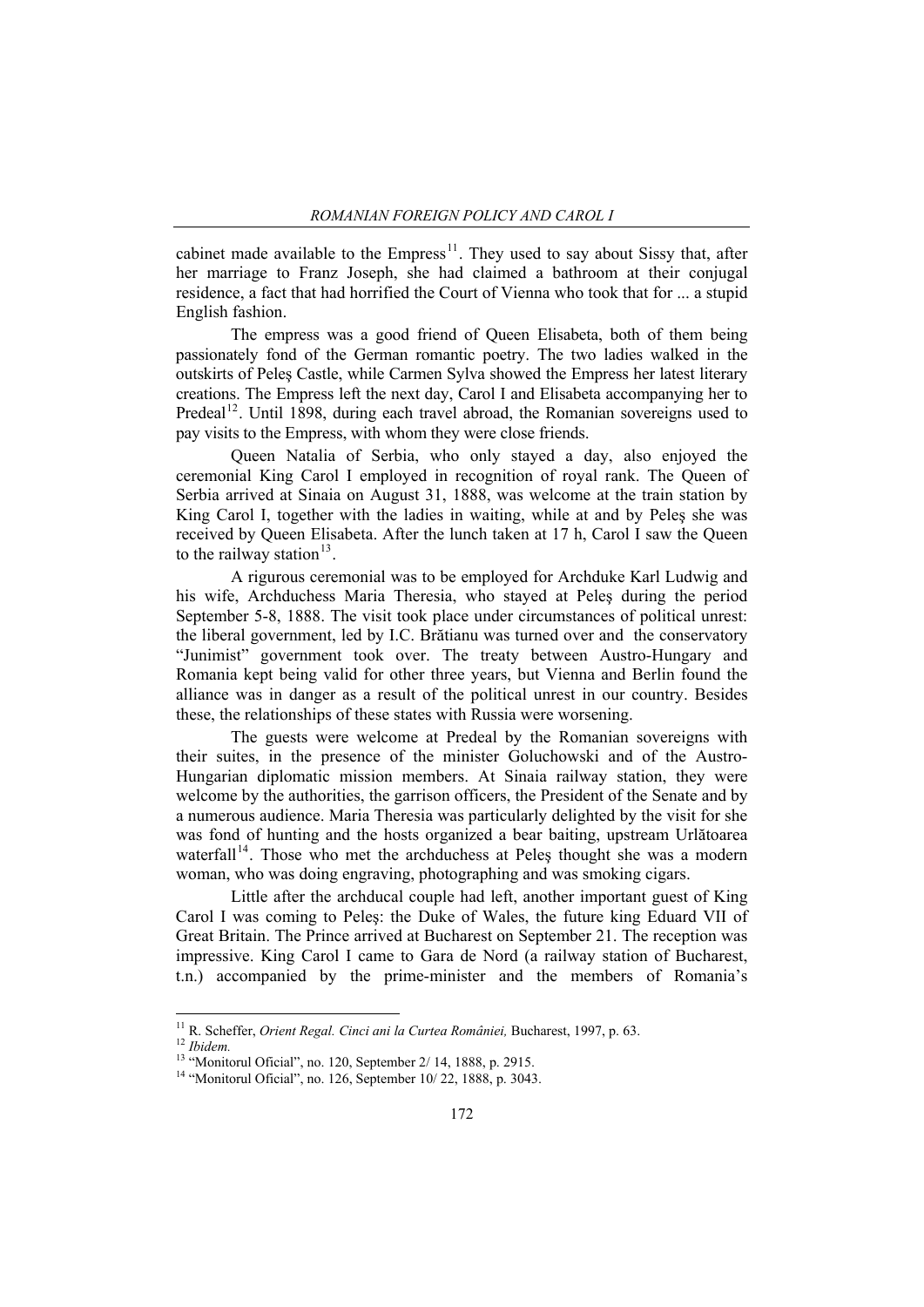cabinet made available to the Empress[11]. They used to say about Sissy that, after her marriage to Franz Joseph, she had claimed a bathroom at their conjugal residence, a fact that had horrified the Court of Vienna who took that for ... a stupid English fashion.

The empress was a good friend of Queen Elisabeta, both of them being passionately fond of the German romantic poetry. The two ladies walked in the outskirts of Peleş Castle, while Carmen Sylva showed the Empress her latest literary creations. The Empress left the next day, Carol I and Elisabeta accompanying her to Predeal[12]. Until 1898, during each travel abroad, the Romanian sovereigns used to pay visits to the Empress, with whom they were close friends.

Queen Natalia of Serbia, who only stayed a day, also enjoyed the ceremonial King Carol I employed in recognition of royal rank. The Queen of Serbia arrived at Sinaia on August 31, 1888, was welcome at the train station by King Carol I, together with the ladies in waiting, while at and by Peleş she was received by Queen Elisabeta. After the lunch taken at 17 h, Carol I saw the Queen to the railway station[13].

A rigurous ceremonial was to be employed for Archduke Karl Ludwig and his wife, Archduchess Maria Theresia, who stayed at Peleş during the period September 5-8, 1888. The visit took place under circumstances of political unrest: the liberal government, led by I.C. Brătianu was turned over and the conservatory "Junimist" government took over. The treaty between Austro-Hungary and Romania kept being valid for other three years, but Vienna and Berlin found the alliance was in danger as a result of the political unrest in our country. Besides these, the relationships of these states with Russia were worsening.

The guests were welcome at Predeal by the Romanian sovereigns with their suites, in the presence of the minister Goluchowski and of the Austro-Hungarian diplomatic mission members. At Sinaia railway station, they were welcome by the authorities, the garrison officers, the President of the Senate and by a numerous audience. Maria Theresia was particularly delighted by the visit for she was fond of hunting and the hosts organized a bear baiting, upstream Urlătoarea waterfall[14]. Those who met the archduchess at Peleş thought she was a modern woman, who was doing engraving, photographing and was smoking cigars.

Little after the archducal couple had left, another important guest of King Carol I was coming to Peleş: the Duke of Wales, the future king Eduard VII of Great Britain. The Prince arrived at Bucharest on September 21. The reception was impressive. King Carol I came to Gara de Nord (a railway station of Bucharest, t.n.) accompanied by the prime-minister and the members of Romania's

---

[11] R. Scheffer, *Orient Regal. Cinci ani la Curtea României,* Bucharest, 1997, p. 63.

[12] *Ibidem.*

[13] "Monitorul Oficial", no. 120, September 2/ 14, 1888, p. 2915.

[14] "Monitorul Oficial", no. 126, September 10/ 22, 1888, p. 3043.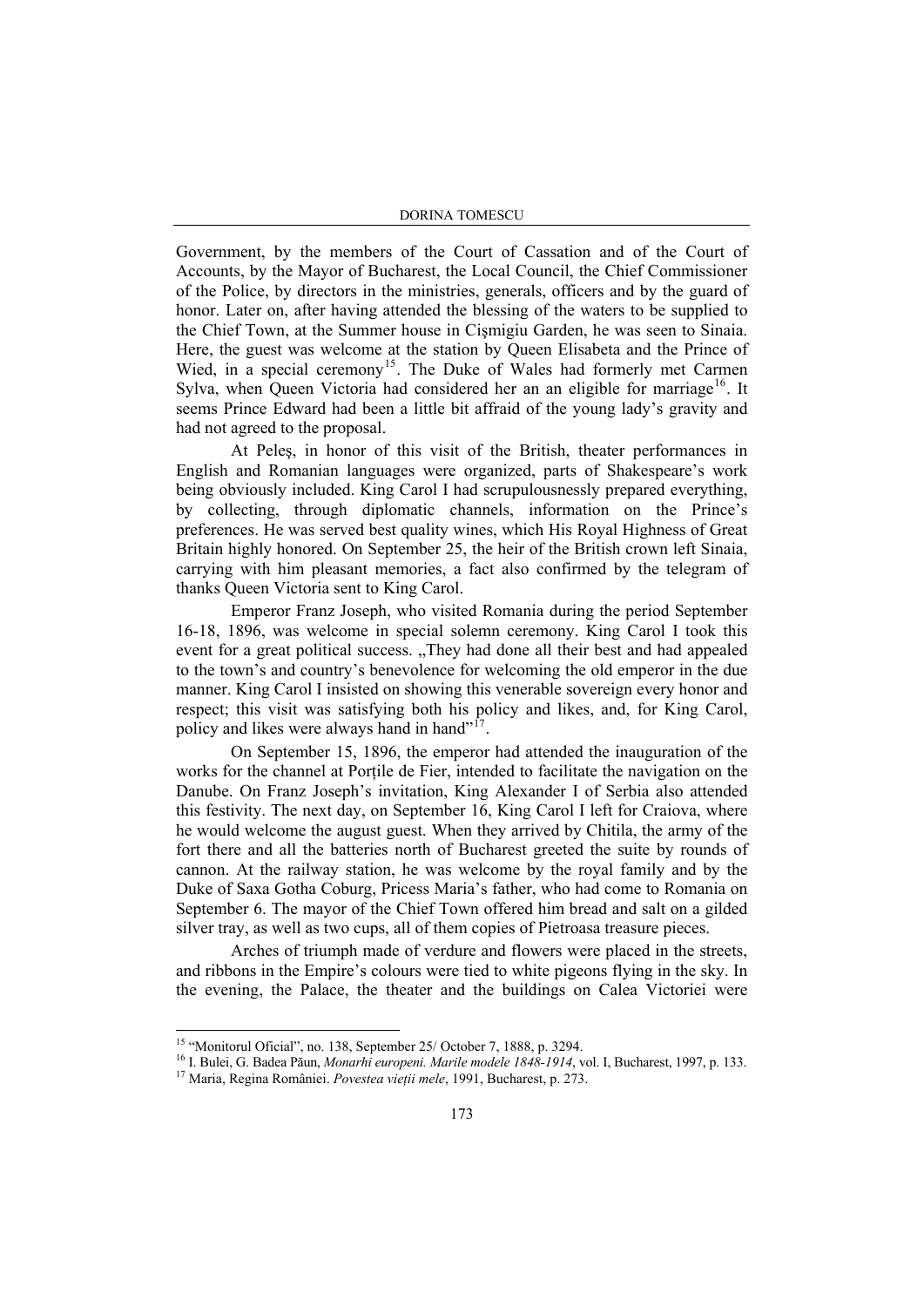Government, by the members of the Court of Cassation and of the Court of Accounts, by the Mayor of Bucharest, the Local Council, the Chief Commissioner of the Police, by directors in the ministries, generals, officers and by the guard of honor. Later on, after having attended the blessing of the waters to be supplied to the Chief Town, at the Summer house in Cişmigiu Garden, he was seen to Sinaia. Here, the guest was welcome at the station by Queen Elisabeta and the Prince of Wied, in a special ceremony[15]. The Duke of Wales had formerly met Carmen Sylva, when Queen Victoria had considered her an an eligible for marriage[16]. It seems Prince Edward had been a little bit affraid of the young lady's gravity and had not agreed to the proposal.

At Peleş, in honor of this visit of the British, theater performances in English and Romanian languages were organized, parts of Shakespeare's work being obviously included. King Carol I had scrupulousnessly prepared everything, by collecting, through diplomatic channels, information on the Prince's preferences. He was served best quality wines, which His Royal Highness of Great Britain highly honored. On September 25, the heir of the British crown left Sinaia, carrying with him pleasant memories, a fact also confirmed by the telegram of thanks Queen Victoria sent to King Carol.

Emperor Franz Joseph, who visited Romania during the period September 16-18, 1896, was welcome in special solemn ceremony. King Carol I took this event for a great political success. „They had done all their best and had appealed to the town's and country's benevolence for welcoming the old emperor in the due manner. King Carol I insisted on showing this venerable sovereign every honor and respect; this visit was satisfying both his policy and likes, and, for King Carol, policy and likes were always hand in hand"[17].

On September 15, 1896, the emperor had attended the inauguration of the works for the channel at Porțile de Fier, intended to facilitate the navigation on the Danube. On Franz Joseph's invitation, King Alexander I of Serbia also attended this festivity. The next day, on September 16, King Carol I left for Craiova, where he would welcome the august guest. When they arrived by Chitila, the army of the fort there and all the batteries north of Bucharest greeted the suite by rounds of cannon. At the railway station, he was welcome by the royal family and by the Duke of Saxa Gotha Coburg, Pricess Maria's father, who had come to Romania on September 6. The mayor of the Chief Town offered him bread and salt on a gilded silver tray, as well as two cups, all of them copies of Pietroasa treasure pieces.

Arches of triumph made of verdure and flowers were placed in the streets, and ribbons in the Empire's colours were tied to white pigeons flying in the sky. In the evening, the Palace, the theater and the buildings on Calea Victoriei were

---

[15] "Monitorul Oficial", no. 138, September 25/ October 7, 1888, p. 3294.

[16] I. Bulei, G. Badea Păun, *Monarhi europeni. Marile modele 1848-1914*, vol. I, Bucharest, 1997, p. 133.

[17] Maria, Regina României. *Povestea vieții mele*, 1991, Bucharest, p. 273.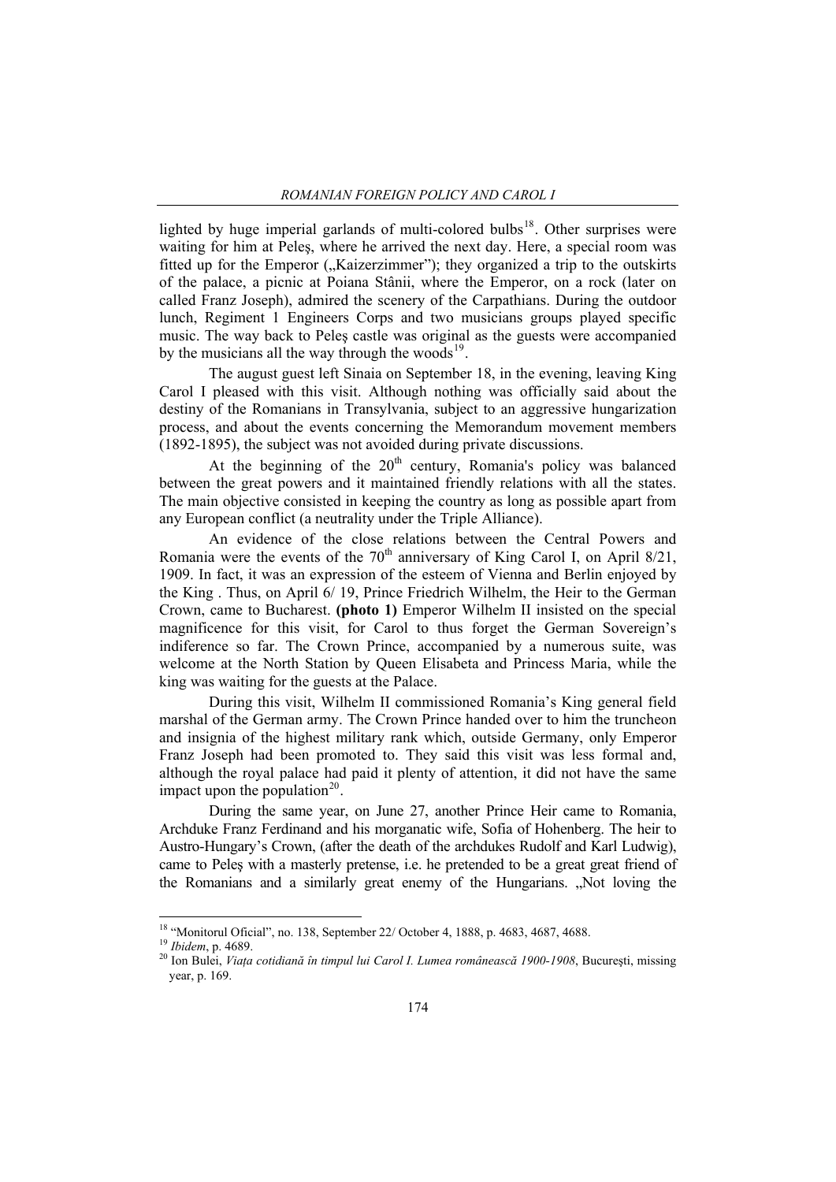lighted by huge imperial garlands of multi-colored bulbs[18]. Other surprises were waiting for him at Peleş, where he arrived the next day. Here, a special room was fitted up for the Emperor („Kaizerzimmer"); they organized a trip to the outskirts of the palace, a picnic at Poiana Stânii, where the Emperor, on a rock (later on called Franz Joseph), admired the scenery of the Carpathians. During the outdoor lunch, Regiment 1 Engineers Corps and two musicians groups played specific music. The way back to Peleş castle was original as the guests were accompanied by the musicians all the way through the woods[19].

The august guest left Sinaia on September 18, in the evening, leaving King Carol I pleased with this visit. Although nothing was officially said about the destiny of the Romanians in Transylvania, subject to an aggressive hungarization process, and about the events concerning the Memorandum movement members (1892-1895), the subject was not avoided during private discussions.

At the beginning of the 20th century, Romania's policy was balanced between the great powers and it maintained friendly relations with all the states. The main objective consisted in keeping the country as long as possible apart from any European conflict (a neutrality under the Triple Alliance).

An evidence of the close relations between the Central Powers and Romania were the events of the 70th anniversary of King Carol I, on April 8/21, 1909. In fact, it was an expression of the esteem of Vienna and Berlin enjoyed by the King . Thus, on April 6/ 19, Prince Friedrich Wilhelm, the Heir to the German Crown, came to Bucharest. **(photo 1)** Emperor Wilhelm II insisted on the special magnificence for this visit, for Carol to thus forget the German Sovereign's indifference so far. The Crown Prince, accompanied by a numerous suite, was welcome at the North Station by Queen Elisabeta and Princess Maria, while the king was waiting for the guests at the Palace.

During this visit, Wilhelm II commissioned Romania's King general field marshal of the German army. The Crown Prince handed over to him the truncheon and insignia of the highest military rank which, outside Germany, only Emperor Franz Joseph had been promoted to. They said this visit was less formal and, although the royal palace had paid it plenty of attention, it did not have the same impact upon the population[20].

During the same year, on June 27, another Prince Heir came to Romania, Archduke Franz Ferdinand and his morganatic wife, Sofia of Hohenberg. The heir to Austro-Hungary's Crown, (after the death of the archdukes Rudolf and Karl Ludwig), came to Peleş with a masterly pretense, i.e. he pretended to be a great great friend of the Romanians and a similarly great enemy of the Hungarians. „Not loving the

---

[18] "Monitorul Oficial", no. 138, September 22/ October 4, 1888, p. 4683, 4687, 4688.

[19] *Ibidem*, p. 4689.

[20] Ion Bulei, *Viaţa cotidiană în timpul lui Carol I. Lumea românească 1900-1908*, Bucureşti, missing year, p. 169.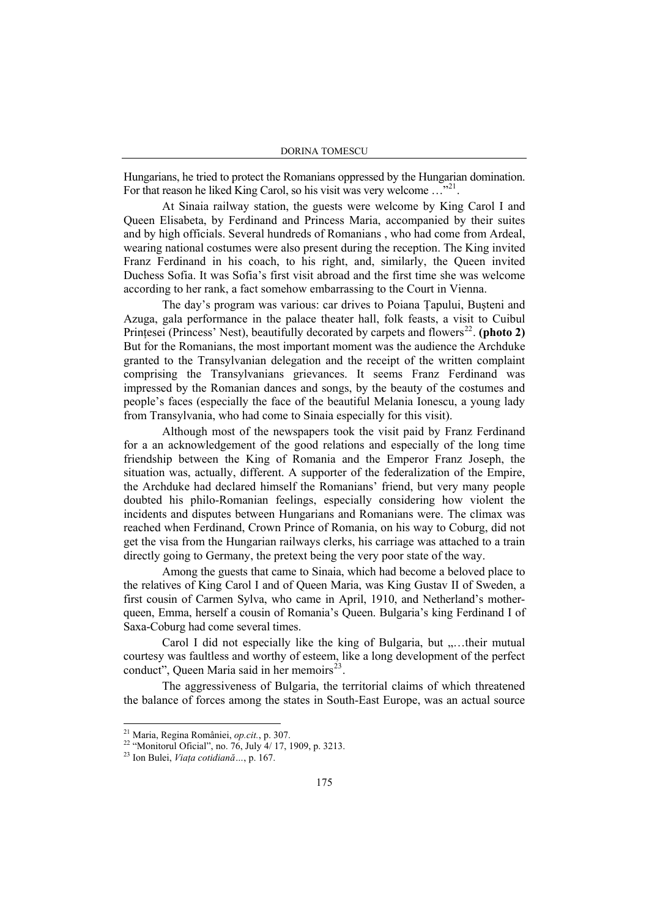Hungarians, he tried to protect the Romanians oppressed by the Hungarian domination. For that reason he liked King Carol, so his visit was very welcome …"[21].

At Sinaia railway station, the guests were welcome by King Carol I and Queen Elisabeta, by Ferdinand and Princess Maria, accompanied by their suites and by high officials. Several hundreds of Romanians , who had come from Ardeal, wearing national costumes were also present during the reception. The King invited Franz Ferdinand in his coach, to his right, and, similarly, the Queen invited Duchess Sofia. It was Sofia's first visit abroad and the first time she was welcome according to her rank, a fact somehow embarrassing to the Court in Vienna.

The day's program was various: car drives to Poiana Țapului, Bușteni and Azuga, gala performance in the palace theater hall, folk feasts, a visit to Cuibul Prințesei (Princess' Nest), beautifully decorated by carpets and flowers[22]. **(photo 2)** But for the Romanians, the most important moment was the audience the Archduke granted to the Transylvanian delegation and the receipt of the written complaint comprising the Transylvanians grievances. It seems Franz Ferdinand was impressed by the Romanian dances and songs, by the beauty of the costumes and people's faces (especially the face of the beautiful Melania Ionescu, a young lady from Transylvania, who had come to Sinaia especially for this visit).

Although most of the newspapers took the visit paid by Franz Ferdinand for a an acknowledgement of the good relations and especially of the long time friendship between the King of Romania and the Emperor Franz Joseph, the situation was, actually, different. A supporter of the federalization of the Empire, the Archduke had declared himself the Romanians' friend, but very many people doubted his philo-Romanian feelings, especially considering how violent the incidents and disputes between Hungarians and Romanians were. The climax was reached when Ferdinand, Crown Prince of Romania, on his way to Coburg, did not get the visa from the Hungarian railways clerks, his carriage was attached to a train directly going to Germany, the pretext being the very poor state of the way.

Among the guests that came to Sinaia, which had become a beloved place to the relatives of King Carol I and of Queen Maria, was King Gustav II of Sweden, a first cousin of Carmen Sylva, who came in April, 1910, and Netherland's mother-queen, Emma, herself a cousin of Romania's Queen. Bulgaria's king Ferdinand I of Saxa-Coburg had come several times.

Carol I did not especially like the king of Bulgaria, but „…their mutual courtesy was faultless and worthy of esteem, like a long development of the perfect conduct", Queen Maria said in her memoirs[23].

The aggressiveness of Bulgaria, the territorial claims of which threatened the balance of forces among the states in South-East Europe, was an actual source

---

[21] Maria, Regina României, *op.cit.*, p. 307.

[22] "Monitorul Oficial", no. 76, July 4/ 17, 1909, p. 3213.

[23] Ion Bulei, *Viața cotidiană…*, p. 167.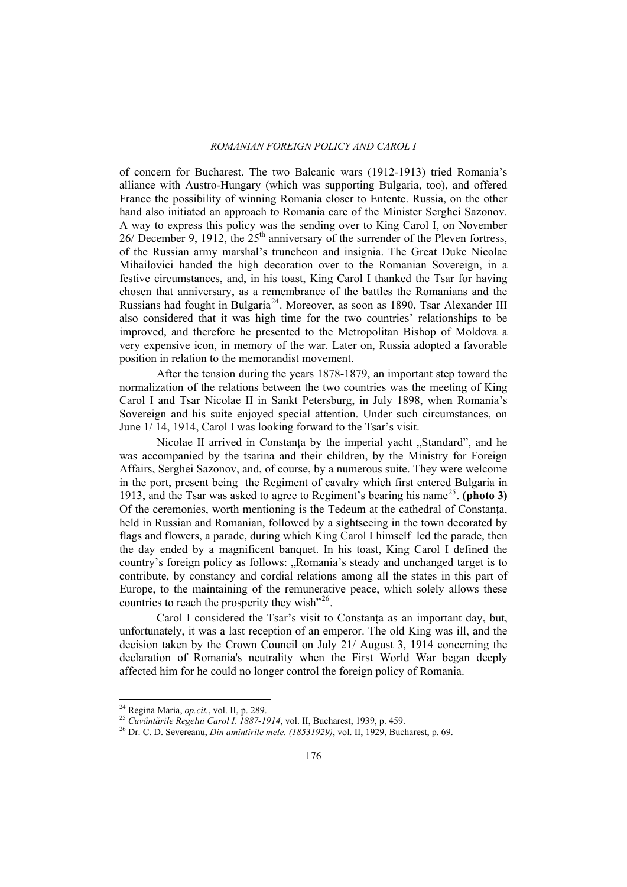of concern for Bucharest. The two Balcanic wars (1912-1913) tried Romania's alliance with Austro-Hungary (which was supporting Bulgaria, too), and offered France the possibility of winning Romania closer to Entente. Russia, on the other hand also initiated an approach to Romania care of the Minister Serghei Sazonov. A way to express this policy was the sending over to King Carol I, on November 26/ December 9, 1912, the 25th anniversary of the surrender of the Pleven fortress, of the Russian army marshal's truncheon and insignia. The Great Duke Nicolae Mihailovici handed the high decoration over to the Romanian Sovereign, in a festive circumstances, and, in his toast, King Carol I thanked the Tsar for having chosen that anniversary, as a remembrance of the battles the Romanians and the Russians had fought in Bulgaria[24]. Moreover, as soon as 1890, Tsar Alexander III also considered that it was high time for the two countries' relationships to be improved, and therefore he presented to the Metropolitan Bishop of Moldova a very expensive icon, in memory of the war. Later on, Russia adopted a favorable position in relation to the memorandist movement.

After the tension during the years 1878-1879, an important step toward the normalization of the relations between the two countries was the meeting of King Carol I and Tsar Nicolae II in Sankt Petersburg, in July 1898, when Romania's Sovereign and his suite enjoyed special attention. Under such circumstances, on June 1/ 14, 1914, Carol I was looking forward to the Tsar's visit.

Nicolae II arrived in Constanța by the imperial yacht „Standard", and he was accompanied by the tsarina and their children, by the Ministry for Foreign Affairs, Serghei Sazonov, and, of course, by a numerous suite. They were welcome in the port, present being the Regiment of cavalry which first entered Bulgaria in 1913, and the Tsar was asked to agree to Regiment's bearing his name[25]. **(photo 3)** Of the ceremonies, worth mentioning is the Tedeum at the cathedral of Constanța, held in Russian and Romanian, followed by a sightseeing in the town decorated by flags and flowers, a parade, during which King Carol I himself led the parade, then the day ended by a magnificent banquet. In his toast, King Carol I defined the country's foreign policy as follows: „Romania's steady and unchanged target is to contribute, by constancy and cordial relations among all the states in this part of Europe, to the maintaining of the remunerative peace, which solely allows these countries to reach the prosperity they wish"[26].

Carol I considered the Tsar's visit to Constanța as an important day, but, unfortunately, it was a last reception of an emperor. The old King was ill, and the decision taken by the Crown Council on July 21/ August 3, 1914 concerning the declaration of Romania's neutrality when the First World War began deeply affected him for he could no longer control the foreign policy of Romania.

---

[24] Regina Maria, *op.cit.*, vol. II, p. 289.

[25] *Cuvântările Regelui Carol I. 1887-1914*, vol. II, Bucharest, 1939, p. 459.

[26] Dr. C. D. Severeanu, *Din amintirile mele. (18531929)*, vol. II, 1929, Bucharest, p. 69.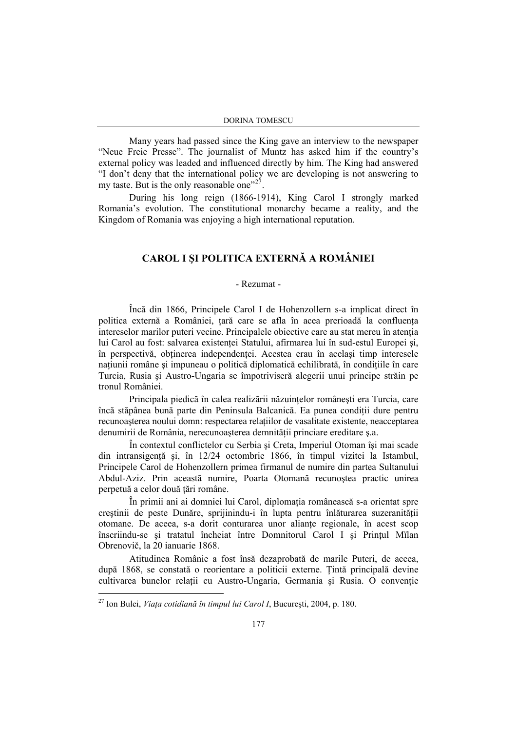Many years had passed since the King gave an interview to the newspaper "Neue Freie Presse". The journalist of Muntz has asked him if the country's external policy was leaded and influenced directly by him. The King had answered "I don't deny that the international policy we are developing is not answering to my taste. But is the only reasonable one"[27].

During his long reign (1866-1914), King Carol I strongly marked Romania's evolution. The constitutional monarchy became a reality, and the Kingdom of Romania was enjoying a high international reputation.

## CAROL I ŞI POLITICA EXTERNĂ A ROMÂNIEI

- Rezumat -

Încă din 1866, Principele Carol I de Hohenzollern s-a implicat direct în politica externă a României, ţară care se afla în acea prerioadă la confluenţa intereselor marilor puteri vecine. Principalele obiective care au stat mereu în atenţia lui Carol au fost: salvarea existenţei Statului, afirmarea lui în sud-estul Europei şi, în perspectivă, obţinerea independenţei. Acestea erau în acelaşi timp interesele naţiunii române şi impuneau o politică diplomatică echilibrată, în condiţiile în care Turcia, Rusia şi Austro-Ungaria se împotriviseră alegerii unui principe străin pe tronul României.

Principala piedică în calea realizării năzuinţelor româneşti era Turcia, care încă stăpânea bună parte din Peninsula Balcanică. Ea punea condiţii dure pentru recunoaşterea noului domn: respectarea relaţiilor de vasalitate existente, neacceptarea denumirii de România, nerecunoaşterea demnităţii princiare ereditare ş.a.

În contextul conflictelor cu Serbia şi Creta, Imperiul Otoman îşi mai scade din intransigenţă şi, în 12/24 octombrie 1866, în timpul vizitei la Istambul, Principele Carol de Hohenzollern primea firmanul de numire din partea Sultanului Abdul-Aziz. Prin această numire, Poarta Otomană recunoştea practic unirea perpetuă a celor două ţări române.

În primii ani ai domniei lui Carol, diplomaţia românească s-a orientat spre creştinii de peste Dunăre, sprijinindu-i în lupta pentru înlăturarea suzeranităţii otomane. De aceea, s-a dorit conturarea unor alianţe regionale, în acest scop înscriindu-se şi tratatul încheiat între Domnitorul Carol I şi Prinţul Milan Obrenovič, la 20 ianuarie 1868.

Atitudinea Românie a fost însă dezaprobată de marile Puteri, de aceea, după 1868, se constată o reorientare a politicii externe. Ţintă principală devine cultivarea bunelor relaţii cu Austro-Ungaria, Germania şi Rusia. O convenţie

[27] Ion Bulei, *Viaţa cotidiană în timpul lui Carol I*, Bucureşti, 2004, p. 180.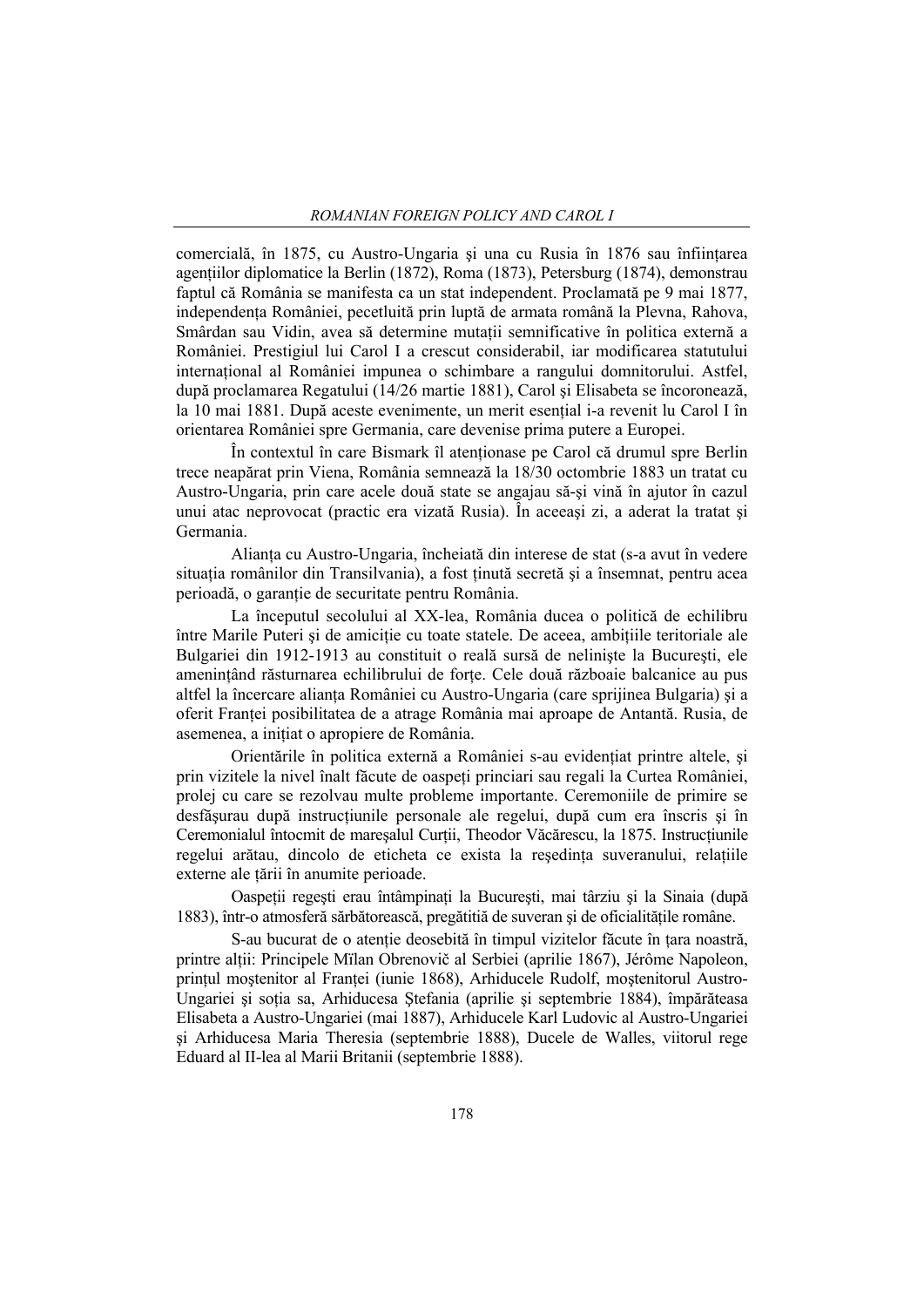comercială, în 1875, cu Austro-Ungaria şi una cu Rusia în 1876 sau înfiinţarea agenţiilor diplomatice la Berlin (1872), Roma (1873), Petersburg (1874), demonstrau faptul că România se manifesta ca un stat independent. Proclamată pe 9 mai 1877, independenţa României, pecetluită prin luptă de armata română la Plevna, Rahova, Smârdan sau Vidin, avea să determine mutaţii semnificative în politica externă a României. Prestigiul lui Carol I a crescut considerabil, iar modificarea statutului internaţional al României impunea o schimbare a rangului domnitorului. Astfel, după proclamarea Regatului (14/26 martie 1881), Carol şi Elisabeta se încoronează, la 10 mai 1881. După aceste evenimente, un merit esenţial i-a revenit lu Carol I în orientarea României spre Germania, care devenise prima putere a Europei.

În contextul în care Bismark îl atenţionase pe Carol că drumul spre Berlin trece neapărat prin Viena, România semnează la 18/30 octombrie 1883 un tratat cu Austro-Ungaria, prin care acele două state se angajau să-şi vină în ajutor în cazul unui atac neprovocat (practic era vizată Rusia). În aceeaşi zi, a aderat la tratat şi Germania.

Alianţa cu Austro-Ungaria, încheiată din interese de stat (s-a avut în vedere situaţia românilor din Transilvania), a fost ţinută secretă şi a însemnat, pentru acea perioadă, o garanţie de securitate pentru România.

La începutul secolului al XX-lea, România ducea o politică de echilibru între Marile Puteri şi de amiciţie cu toate statele. De aceea, ambiţiile teritoriale ale Bulgariei din 1912-1913 au constituit o reală sursă de nelinişte la Bucureşti, ele ameninţând răsturnarea echilibrului de forţe. Cele două războaie balcanice au pus altfel la încercare alianţa României cu Austro-Ungaria (care sprijinea Bulgaria) şi a oferit Franţei posibilitatea de a atrage România mai aproape de Antantă. Rusia, de asemenea, a iniţiat o apropiere de România.

Orientările în politica externă a României s-au evidenţiat printre altele, şi prin vizitele la nivel înalt făcute de oaspeţi princiari sau regali la Curtea României, prolej cu care se rezolvau multe probleme importante. Ceremoniile de primire se desfăşurau după instrucţiunile personale ale regelui, după cum era înscris şi în Ceremonialul întocmit de mareşalul Curţii, Theodor Văcărescu, la 1875. Instrucţiunile regelui arătau, dincolo de eticheta ce exista la reşedinţa suveranului, relaţiile externe ale ţării în anumite perioade.

Oaspeţii regeşti erau întâmpinaţi la Bucureşti, mai târziu şi la Sinaia (după 1883), într-o atmosferă sărbătorească, pregătitiă de suveran şi de oficialităţile române.

S-au bucurat de o atenţie deosebită în timpul vizitelor făcute în ţara noastră, printre alţii: Principele Mïlan Obrenovič al Serbiei (aprilie 1867), Jérôme Napoleon, prinţul moştenitor al Franţei (iunie 1868), Arhiducele Rudolf, moştenitorul Austro-Ungariei şi soţia sa, Arhiducesa Ştefania (aprilie şi septembrie 1884), împărăteasa Elisabeta a Austro-Ungariei (mai 1887), Arhiducele Karl Ludovic al Austro-Ungariei şi Arhiducesa Maria Theresia (septembrie 1888), Ducele de Walles, viitorul rege Eduard al II-lea al Marii Britanii (septembrie 1888).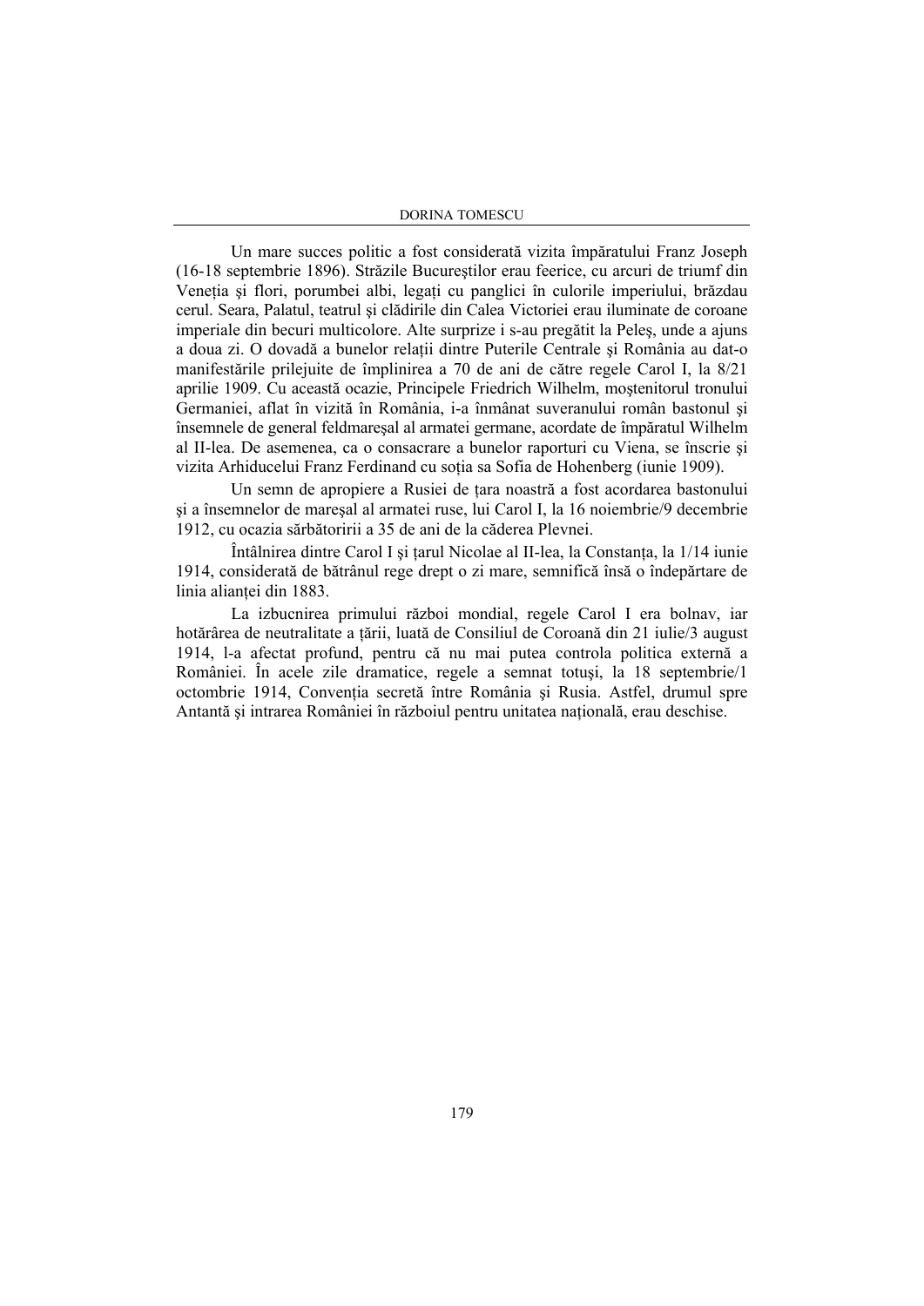Un mare succes politic a fost considerată vizita împăratului Franz Joseph (16-18 septembrie 1896). Străzile Bucureştilor erau feerice, cu arcuri de triumf din Veneţia şi flori, porumbei albi, legaţi cu panglici în culorile imperiului, brăzdau cerul. Seara, Palatul, teatrul şi clădirile din Calea Victoriei erau iluminate de coroane imperiale din becuri multicolore. Alte surprize i s-au pregătit la Peleş, unde a ajuns a doua zi. O dovadă a bunelor relaţii dintre Puterile Centrale şi România au dat-o manifestările prilejuite de împlinirea a 70 de ani de către regele Carol I, la 8/21 aprilie 1909. Cu această ocazie, Principele Friedrich Wilhelm, moştenitorul tronului Germaniei, aflat în vizită în România, i-a înmânat suveranului român bastonul şi însemnele de general feldmareşal al armatei germane, acordate de împăratul Wilhelm al II-lea. De asemenea, ca o consacrare a bunelor raporturi cu Viena, se înscrie şi vizita Arhiducelui Franz Ferdinand cu soţia sa Sofia de Hohenberg (iunie 1909).

Un semn de apropiere a Rusiei de ţara noastră a fost acordarea bastonului şi a însemnelor de mareşal al armatei ruse, lui Carol I, la 16 noiembrie/9 decembrie 1912, cu ocazia sărbătoririi a 35 de ani de la căderea Plevnei.

Întâlnirea dintre Carol I şi ţarul Nicolae al II-lea, la Constanţa, la 1/14 iunie 1914, considerată de bătrânul rege drept o zi mare, semnifică însă o îndepărtare de linia alianţei din 1883.

La izbucnirea primului război mondial, regele Carol I era bolnav, iar hotărârea de neutralitate a ţării, luată de Consiliul de Coroană din 21 iulie/3 august 1914, l-a afectat profund, pentru că nu mai putea controla politica externă a României. În acele zile dramatice, regele a semnat totuşi, la 18 septembrie/1 octombrie 1914, Convenţia secretă între România şi Rusia. Astfel, drumul spre Antantă şi intrarea României în războiul pentru unitatea naţională, erau deschise.